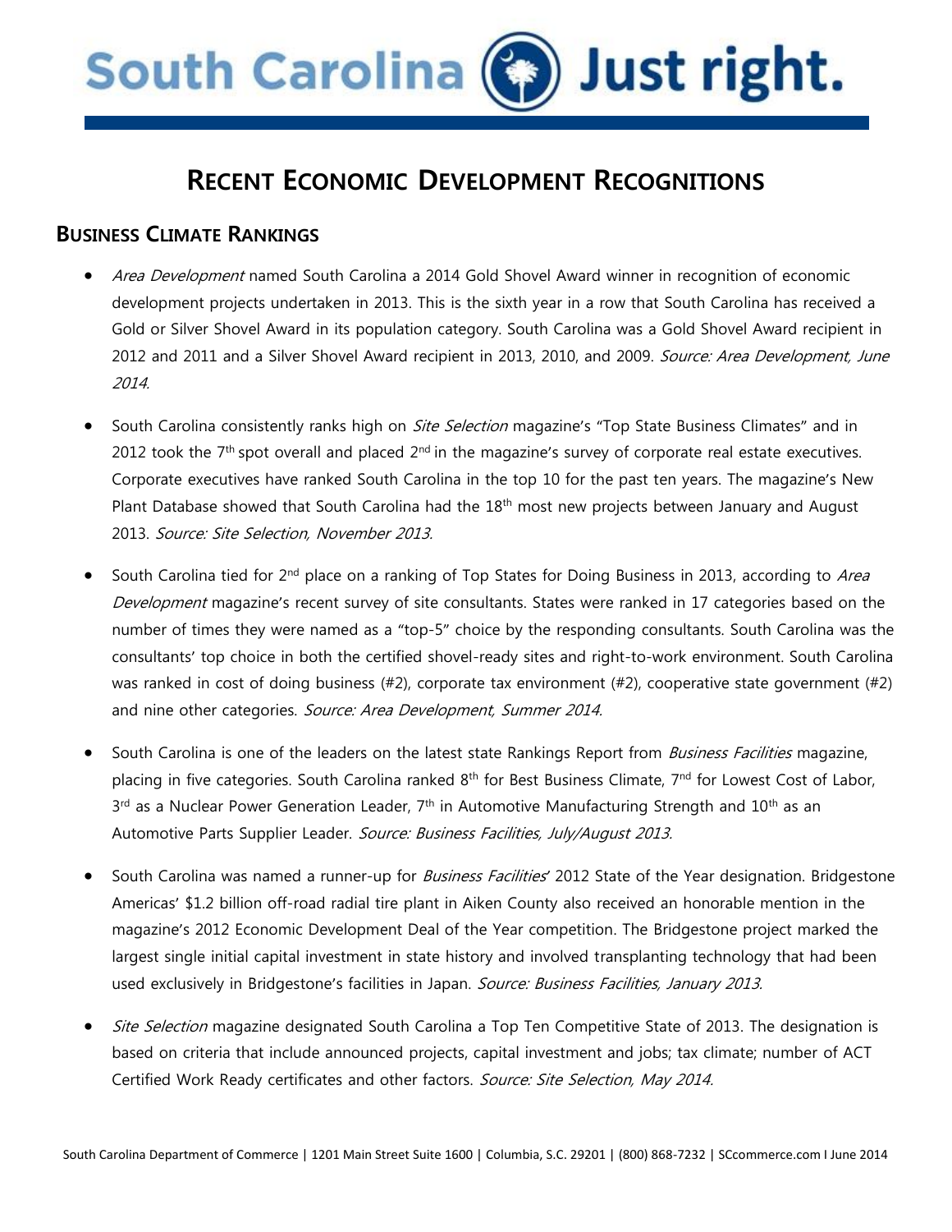# RECENT ECONOMIC DEVELOPMENT RECOGNITIONS

## BUSINESS CLIMATE RANKINGS

- *Area Development* named South Carolina a 2014 Gold Shovel Award winner in recognition of economic development projects undertaken in 2013. This is the sixth year in a row that South Carolina has received a Gold or Silver Shovel Award in its population category. South Carolina was a Gold Shovel Award recipient in 2012 and 2011 and a Silver Shovel Award recipient in 2013, 2010, and 2009. *Source: Area Development, June 2014.*

- South Carolina consistently ranks high on *Site Selection* magazine's "Top State Business Climates" and in 2012 took the 7th spot overall and placed 2nd in the magazine's survey of corporate real estate executives. Corporate executives have ranked South Carolina in the top 10 for the past ten years. The magazine's New Plant Database showed that South Carolina had the 18th most new projects between January and August 2013. *Source: Site Selection, November 2013.*

- South Carolina tied for 2nd place on a ranking of Top States for Doing Business in 2013, according to *Area Development* magazine's recent survey of site consultants. States were ranked in 17 categories based on the number of times they were named as a "top-5" choice by the responding consultants. South Carolina was the consultants' top choice in both the certified shovel-ready sites and right-to-work environment. South Carolina was ranked in cost of doing business (#2), corporate tax environment (#2), cooperative state government (#2) and nine other categories. *Source: Area Development, Summer 2014.*

- South Carolina is one of the leaders on the latest state Rankings Report from *Business Facilities* magazine, placing in five categories. South Carolina ranked 8th for Best Business Climate, 7nd for Lowest Cost of Labor, 3rd as a Nuclear Power Generation Leader, 7th in Automotive Manufacturing Strength and 10th as an Automotive Parts Supplier Leader. *Source: Business Facilities, July/August 2013.*

- South Carolina was named a runner-up for *Business Facilities*' 2012 State of the Year designation. Bridgestone Americas' $1.2 billion off-road radial tire plant in Aiken County also received an honorable mention in the magazine's 2012 Economic Development Deal of the Year competition. The Bridgestone project marked the largest single initial capital investment in state history and involved transplanting technology that had been used exclusively in Bridgestone's facilities in Japan. *Source: Business Facilities, January 2013.*

- *Site Selection* magazine designated South Carolina a Top Ten Competitive State of 2013. The designation is based on criteria that include announced projects, capital investment and jobs; tax climate; number of ACT Certified Work Ready certificates and other factors. *Source: Site Selection, May 2014.*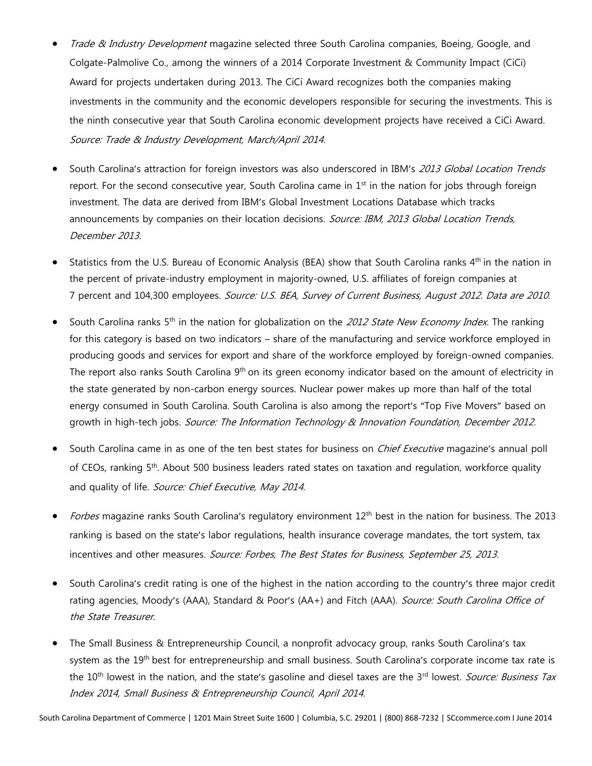- *Trade & Industry Development* magazine selected three South Carolina companies, Boeing, Google, and Colgate-Palmolive Co., among the winners of a 2014 Corporate Investment & Community Impact (CiCi) Award for projects undertaken during 2013. The CiCi Award recognizes both the companies making investments in the community and the economic developers responsible for securing the investments. This is the ninth consecutive year that South Carolina economic development projects have received a CiCi Award. *Source: Trade & Industry Development, March/April 2014.*

- South Carolina's attraction for foreign investors was also underscored in IBM's *2013 Global Location Trends* report. For the second consecutive year, South Carolina came in 1st in the nation for jobs through foreign investment. The data are derived from IBM's Global Investment Locations Database which tracks announcements by companies on their location decisions. *Source: IBM, 2013 Global Location Trends, December 2013.*

- Statistics from the U.S. Bureau of Economic Analysis (BEA) show that South Carolina ranks 4th in the nation in the percent of private-industry employment in majority-owned, U.S. affiliates of foreign companies at 7 percent and 104,300 employees. *Source: U.S. BEA, Survey of Current Business, August 2012. Data are 2010.*

- South Carolina ranks 5th in the nation for globalization on the *2012 State New Economy Index*. The ranking for this category is based on two indicators – share of the manufacturing and service workforce employed in producing goods and services for export and share of the workforce employed by foreign-owned companies. The report also ranks South Carolina 9th on its green economy indicator based on the amount of electricity in the state generated by non-carbon energy sources. Nuclear power makes up more than half of the total energy consumed in South Carolina. South Carolina is also among the report's "Top Five Movers" based on growth in high-tech jobs. *Source: The Information Technology & Innovation Foundation, December 2012.*

- South Carolina came in as one of the ten best states for business on *Chief Executive* magazine's annual poll of CEOs, ranking 5th. About 500 business leaders rated states on taxation and regulation, workforce quality and quality of life. *Source: Chief Executive, May 2014.*

- *Forbes* magazine ranks South Carolina's regulatory environment 12th best in the nation for business. The 2013 ranking is based on the state's labor regulations, health insurance coverage mandates, the tort system, tax incentives and other measures. *Source: Forbes, The Best States for Business, September 25, 2013.*

- South Carolina's credit rating is one of the highest in the nation according to the country's three major credit rating agencies, Moody's (AAA), Standard & Poor's (AA+) and Fitch (AAA). *Source: South Carolina Office of the State Treasurer.*

- The Small Business & Entrepreneurship Council, a nonprofit advocacy group, ranks South Carolina's tax system as the 19th best for entrepreneurship and small business. South Carolina's corporate income tax rate is the 10th lowest in the nation, and the state's gasoline and diesel taxes are the 3rd lowest. *Source: Business Tax Index 2014, Small Business & Entrepreneurship Council, April 2014.*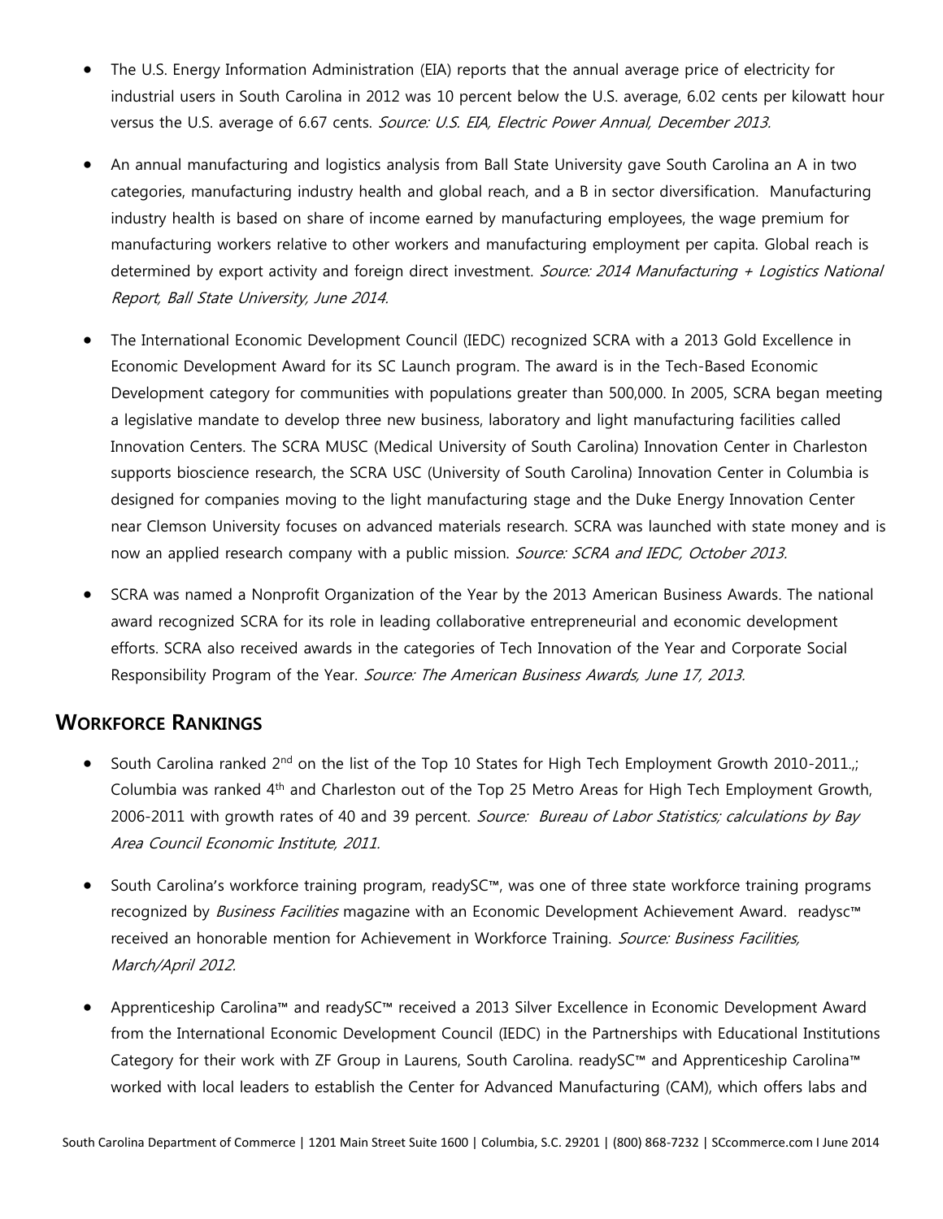- The U.S. Energy Information Administration (EIA) reports that the annual average price of electricity for industrial users in South Carolina in 2012 was 10 percent below the U.S. average, 6.02 cents per kilowatt hour versus the U.S. average of 6.67 cents. *Source: U.S. EIA, Electric Power Annual, December 2013.*

- An annual manufacturing and logistics analysis from Ball State University gave South Carolina an A in two categories, manufacturing industry health and global reach, and a B in sector diversification. Manufacturing industry health is based on share of income earned by manufacturing employees, the wage premium for manufacturing workers relative to other workers and manufacturing employment per capita. Global reach is determined by export activity and foreign direct investment. *Source: 2014 Manufacturing + Logistics National Report, Ball State University, June 2014.*

- The International Economic Development Council (IEDC) recognized SCRA with a 2013 Gold Excellence in Economic Development Award for its SC Launch program. The award is in the Tech-Based Economic Development category for communities with populations greater than 500,000. In 2005, SCRA began meeting a legislative mandate to develop three new business, laboratory and light manufacturing facilities called Innovation Centers. The SCRA MUSC (Medical University of South Carolina) Innovation Center in Charleston supports bioscience research, the SCRA USC (University of South Carolina) Innovation Center in Columbia is designed for companies moving to the light manufacturing stage and the Duke Energy Innovation Center near Clemson University focuses on advanced materials research. SCRA was launched with state money and is now an applied research company with a public mission. *Source: SCRA and IEDC, October 2013.*

- SCRA was named a Nonprofit Organization of the Year by the 2013 American Business Awards. The national award recognized SCRA for its role in leading collaborative entrepreneurial and economic development efforts. SCRA also received awards in the categories of Tech Innovation of the Year and Corporate Social Responsibility Program of the Year. *Source: The American Business Awards, June 17, 2013.*

## WORKFORCE RANKINGS

- South Carolina ranked 2nd on the list of the Top 10 States for High Tech Employment Growth 2010-2011.,; Columbia was ranked 4th and Charleston out of the Top 25 Metro Areas for High Tech Employment Growth, 2006-2011 with growth rates of 40 and 39 percent. *Source: Bureau of Labor Statistics; calculations by Bay Area Council Economic Institute, 2011.*

- South Carolina's workforce training program, readySC™, was one of three state workforce training programs recognized by *Business Facilities* magazine with an Economic Development Achievement Award. readysc™ received an honorable mention for Achievement in Workforce Training. *Source: Business Facilities, March/April 2012.*

- Apprenticeship Carolina™ and readySC™ received a 2013 Silver Excellence in Economic Development Award from the International Economic Development Council (IEDC) in the Partnerships with Educational Institutions Category for their work with ZF Group in Laurens, South Carolina. readySC™ and Apprenticeship Carolina™ worked with local leaders to establish the Center for Advanced Manufacturing (CAM), which offers labs and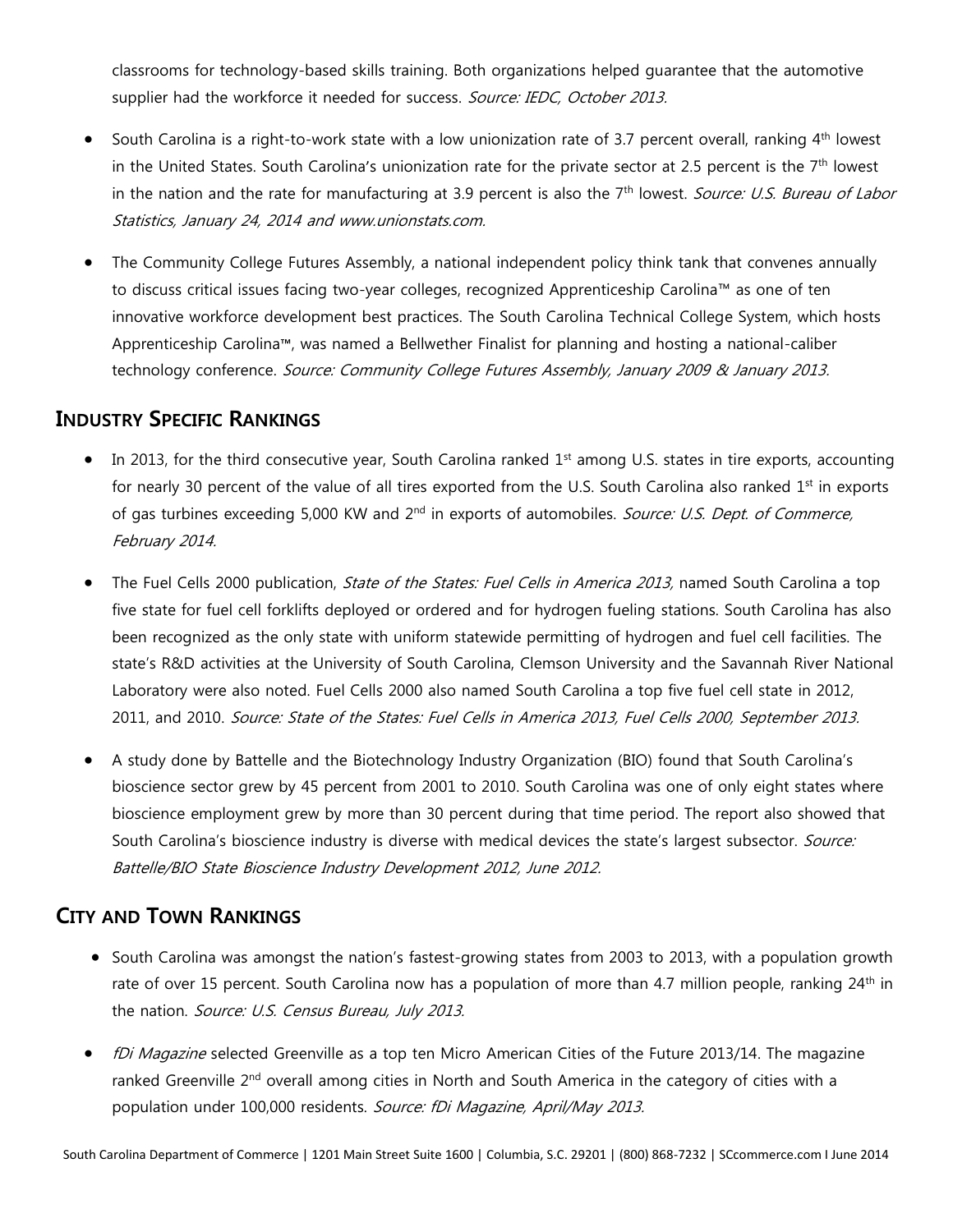classrooms for technology-based skills training. Both organizations helped guarantee that the automotive supplier had the workforce it needed for success. *Source: IEDC, October 2013.*

- South Carolina is a right-to-work state with a low unionization rate of 3.7 percent overall, ranking 4th lowest in the United States. South Carolina's unionization rate for the private sector at 2.5 percent is the 7th lowest in the nation and the rate for manufacturing at 3.9 percent is also the 7th lowest. *Source: U.S. Bureau of Labor Statistics, January 24, 2014 and www.unionstats.com.*

- The Community College Futures Assembly, a national independent policy think tank that convenes annually to discuss critical issues facing two-year colleges, recognized Apprenticeship Carolina™ as one of ten innovative workforce development best practices. The South Carolina Technical College System, which hosts Apprenticeship Carolina™, was named a Bellwether Finalist for planning and hosting a national-caliber technology conference. *Source: Community College Futures Assembly, January 2009 & January 2013.*

## Industry Specific Rankings

- In 2013, for the third consecutive year, South Carolina ranked 1st among U.S. states in tire exports, accounting for nearly 30 percent of the value of all tires exported from the U.S. South Carolina also ranked 1st in exports of gas turbines exceeding 5,000 KW and 2nd in exports of automobiles. *Source: U.S. Dept. of Commerce, February 2014.*

- The Fuel Cells 2000 publication, *State of the States: Fuel Cells in America 2013,* named South Carolina a top five state for fuel cell forklifts deployed or ordered and for hydrogen fueling stations. South Carolina has also been recognized as the only state with uniform statewide permitting of hydrogen and fuel cell facilities. The state's R&D activities at the University of South Carolina, Clemson University and the Savannah River National Laboratory were also noted. Fuel Cells 2000 also named South Carolina a top five fuel cell state in 2012, 2011, and 2010. *Source: State of the States: Fuel Cells in America 2013, Fuel Cells 2000, September 2013.*

- A study done by Battelle and the Biotechnology Industry Organization (BIO) found that South Carolina's bioscience sector grew by 45 percent from 2001 to 2010. South Carolina was one of only eight states where bioscience employment grew by more than 30 percent during that time period. The report also showed that South Carolina's bioscience industry is diverse with medical devices the state's largest subsector. *Source: Battelle/BIO State Bioscience Industry Development 2012, June 2012.*

## City and Town Rankings

- South Carolina was amongst the nation's fastest-growing states from 2003 to 2013, with a population growth rate of over 15 percent. South Carolina now has a population of more than 4.7 million people, ranking 24th in the nation. *Source: U.S. Census Bureau, July 2013.*

- *fDi Magazine* selected Greenville as a top ten Micro American Cities of the Future 2013/14. The magazine ranked Greenville 2nd overall among cities in North and South America in the category of cities with a population under 100,000 residents. *Source: fDi Magazine, April/May 2013.*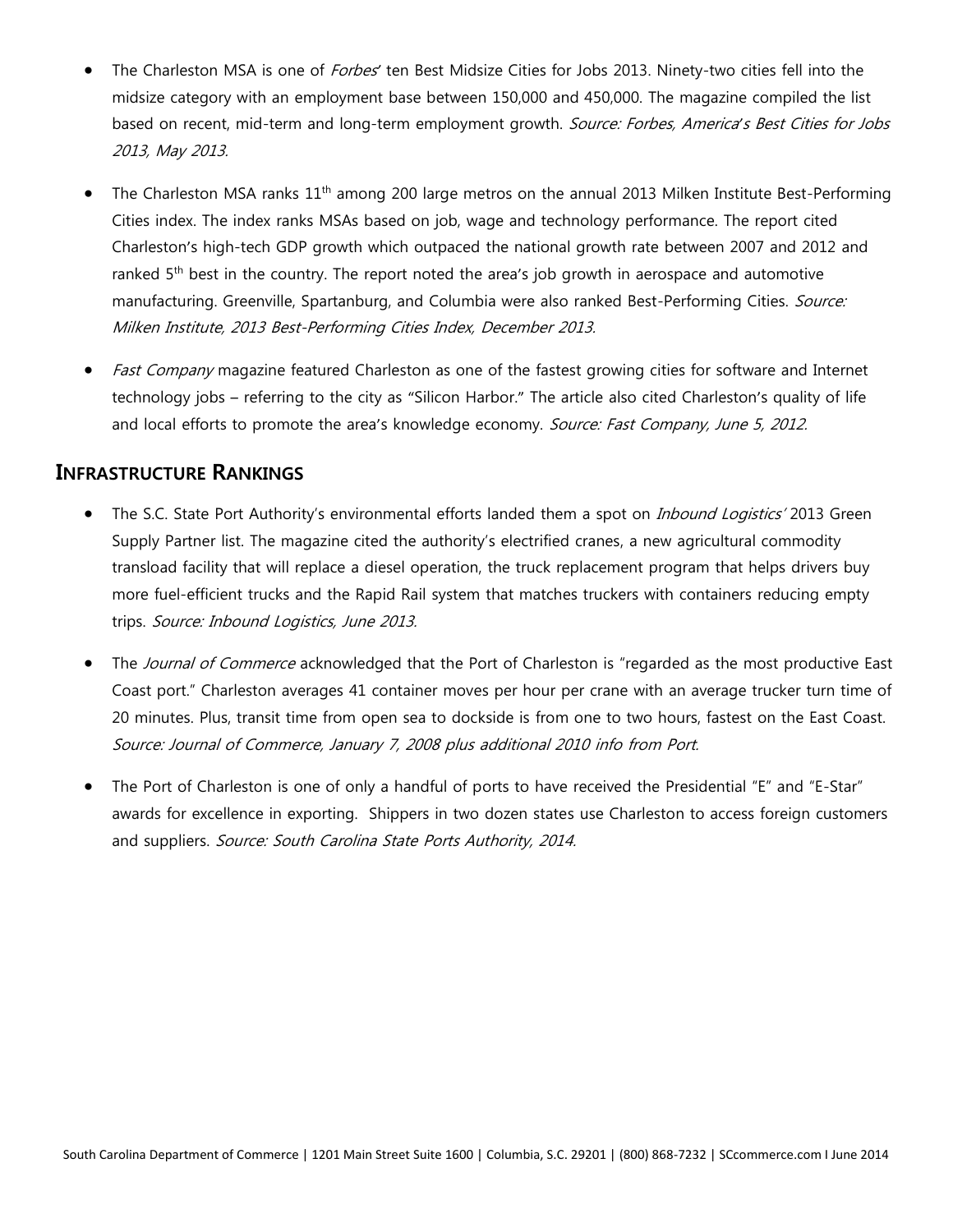- The Charleston MSA is one of *Forbes*' ten Best Midsize Cities for Jobs 2013. Ninety-two cities fell into the midsize category with an employment base between 150,000 and 450,000. The magazine compiled the list based on recent, mid-term and long-term employment growth. *Source: Forbes, America's Best Cities for Jobs 2013, May 2013.*

- The Charleston MSA ranks 11th among 200 large metros on the annual 2013 Milken Institute Best-Performing Cities index. The index ranks MSAs based on job, wage and technology performance. The report cited Charleston's high-tech GDP growth which outpaced the national growth rate between 2007 and 2012 and ranked 5th best in the country. The report noted the area's job growth in aerospace and automotive manufacturing. Greenville, Spartanburg, and Columbia were also ranked Best-Performing Cities. *Source: Milken Institute, 2013 Best-Performing Cities Index, December 2013.*

- *Fast Company* magazine featured Charleston as one of the fastest growing cities for software and Internet technology jobs – referring to the city as "Silicon Harbor." The article also cited Charleston's quality of life and local efforts to promote the area's knowledge economy. *Source: Fast Company, June 5, 2012.*

## INFRASTRUCTURE RANKINGS

- The S.C. State Port Authority's environmental efforts landed them a spot on *Inbound Logistics'* 2013 Green Supply Partner list. The magazine cited the authority's electrified cranes, a new agricultural commodity transload facility that will replace a diesel operation, the truck replacement program that helps drivers buy more fuel-efficient trucks and the Rapid Rail system that matches truckers with containers reducing empty trips. *Source: Inbound Logistics, June 2013.*

- The *Journal of Commerce* acknowledged that the Port of Charleston is "regarded as the most productive East Coast port." Charleston averages 41 container moves per hour per crane with an average trucker turn time of 20 minutes. Plus, transit time from open sea to dockside is from one to two hours, fastest on the East Coast. *Source: Journal of Commerce, January 7, 2008 plus additional 2010 info from Port.*

- The Port of Charleston is one of only a handful of ports to have received the Presidential "E" and "E-Star" awards for excellence in exporting. Shippers in two dozen states use Charleston to access foreign customers and suppliers. *Source: South Carolina State Ports Authority, 2014.*